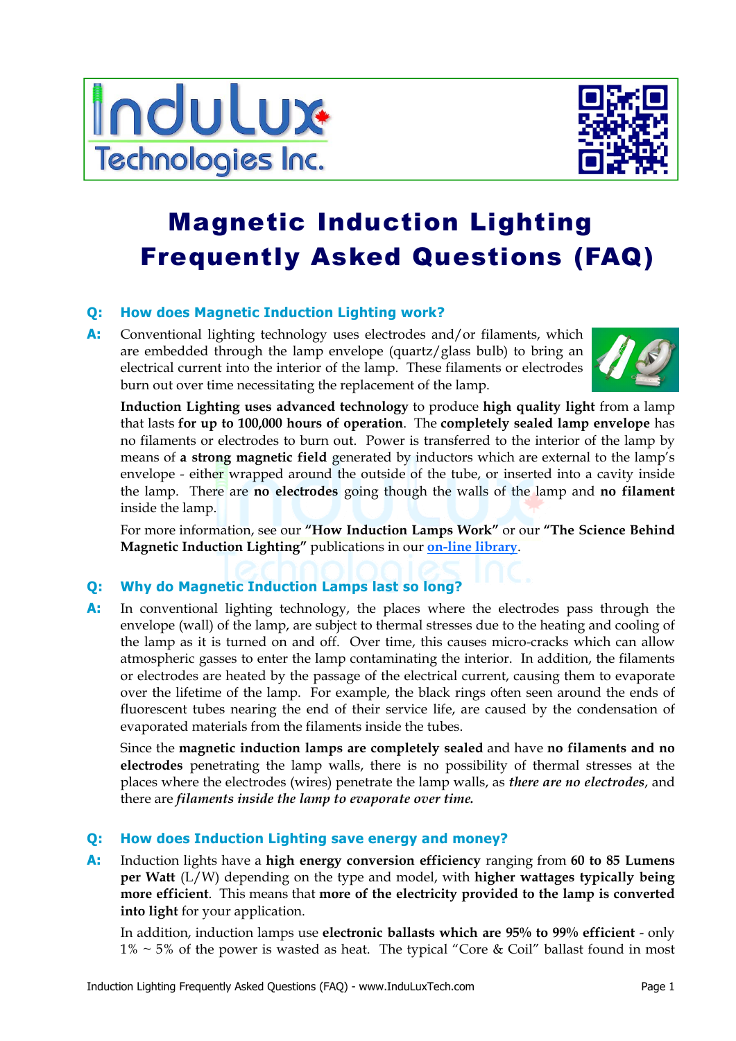# Magnetic Induction Lighting Frequently Asked Questions (FAQ)

### Q: How does Magnetic Induction Lighting work?

**A:** Conventional lighting technology uses electrodes and/or filaments, which are embedded through the lamp envelope (quartz/glass bulb) to bring an electrical current into the interior of the lamp. These filaments or electrodes burn out over time necessitating the replacement of the lamp.

**Induction Lighting uses advanced technology** to produce **high quality light** from a lamp that lasts **for up to 100,000 hours of operation**. The **completely sealed lamp envelope** has no filaments or electrodes to burn out. Power is transferred to the interior of the lamp by means of **a strong magnetic field** generated by inductors which are external to the lamp's envelope - either wrapped around the outside of the tube, or inserted into a cavity inside the lamp. There are **no electrodes** going though the walls of the lamp and **no filament** inside the lamp.

For more information, see our **"How Induction Lamps Work"** or our **"The Science Behind Magnetic Induction Lighting"** publications in our **on-line library**.

### Q: Why do Magnetic Induction Lamps last so long?

**A:** In conventional lighting technology, the places where the electrodes pass through the envelope (wall) of the lamp, are subject to thermal stresses due to the heating and cooling of the lamp as it is turned on and off. Over time, this causes micro-cracks which can allow atmospheric gasses to enter the lamp contaminating the interior. In addition, the filaments or electrodes are heated by the passage of the electrical current, causing them to evaporate over the lifetime of the lamp. For example, the black rings often seen around the ends of fluorescent tubes nearing the end of their service life, are caused by the condensation of evaporated materials from the filaments inside the tubes.

Since the **magnetic induction lamps are completely sealed** and have **no filaments and no electrodes** penetrating the lamp walls, there is no possibility of thermal stresses at the places where the electrodes (wires) penetrate the lamp walls, as *there are no electrodes*, and there are *filaments inside the lamp to evaporate over time.*

### Q: How does Induction Lighting save energy and money?

**A:** Induction lights have a **high energy conversion efficiency** ranging from **60 to 85 Lumens per Watt** (L/W) depending on the type and model, with **higher wattages typically being more efficient**. This means that **more of the electricity provided to the lamp is converted into light** for your application.

In addition, induction lamps use **electronic ballasts which are 95% to 99% efficient** - only 1% ~ 5% of the power is wasted as heat. The typical "Core & Coil" ballast found in most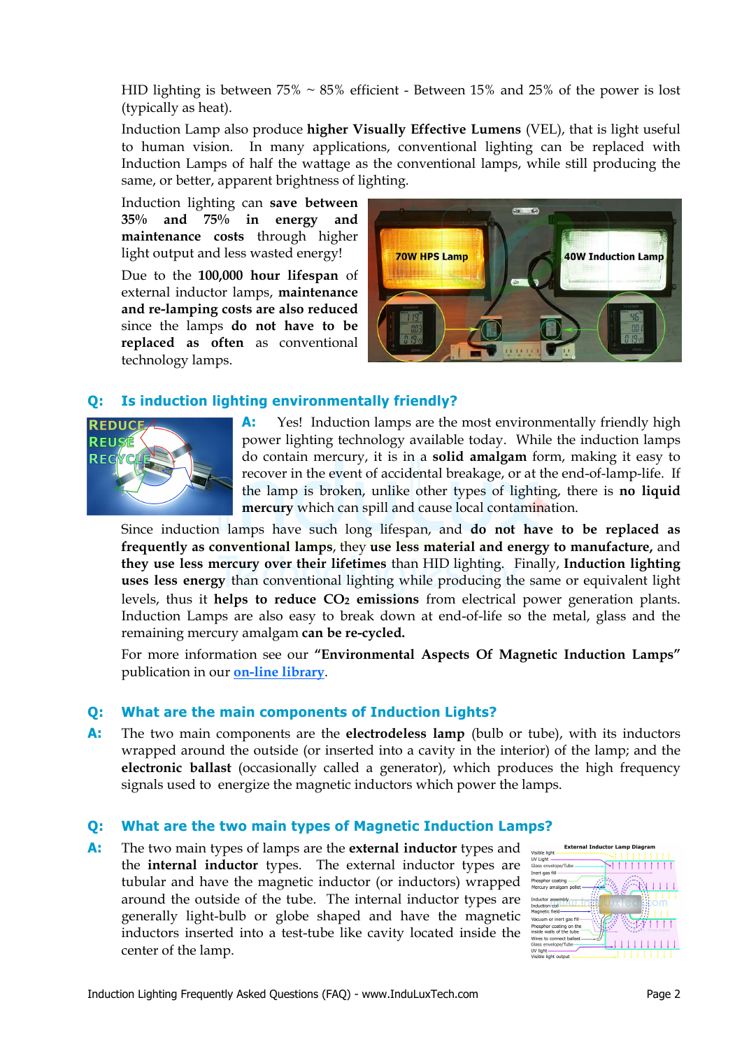HID lighting is between 75% ~ 85% efficient - Between 15% and 25% of the power is lost (typically as heat).

Induction Lamp also produce **higher Visually Effective Lumens** (VEL), that is light useful to human vision. In many applications, conventional lighting can be replaced with Induction Lamps of half the wattage as the conventional lamps, while still producing the same, or better, apparent brightness of lighting.

Induction lighting can **save between 35% and 75% in energy and maintenance costs** through higher light output and less wasted energy!

Due to the **100,000 hour lifespan** of external inductor lamps, **maintenance and re-lamping costs are also reduced** since the lamps **do not have to be replaced as often** as conventional technology lamps.

## Q: Is induction lighting environmentally friendly?

**A:** Yes! Induction lamps are the most environmentally friendly high power lighting technology available today. While the induction lamps do contain mercury, it is in a **solid amalgam** form, making it easy to recover in the event of accidental breakage, or at the end-of-lamp-life. If the lamp is broken, unlike other types of lighting, there is **no liquid mercury** which can spill and cause local contamination.

Since induction lamps have such long lifespan, and **do not have to be replaced as frequently as conventional lamps**, they **use less material and energy to manufacture,** and **they use less mercury over their lifetimes** than HID lighting. Finally, **Induction lighting uses less energy** than conventional lighting while producing the same or equivalent light levels, thus it **helps to reduce $CO_2$ emissions** from electrical power generation plants. Induction Lamps are also easy to break down at end-of-life so the metal, glass and the remaining mercury amalgam **can be re-cycled.**

For more information see our **"Environmental Aspects Of Magnetic Induction Lamps"** publication in our [on-line library](on-line library).

## Q: What are the main components of Induction Lights?

**A:** The two main components are the **electrodeless lamp** (bulb or tube), with its inductors wrapped around the outside (or inserted into a cavity in the interior) of the lamp; and the **electronic ballast** (occasionally called a generator), which produces the high frequency signals used to energize the magnetic inductors which power the lamps.

## Q: What are the two main types of Magnetic Induction Lamps?

**A:** The two main types of lamps are the **external inductor** types and the **internal inductor** types. The external inductor types are tubular and have the magnetic inductor (or inductors) wrapped around the outside of the tube. The internal inductor types are generally light-bulb or globe shaped and have the magnetic inductors inserted into a test-tube like cavity located inside the center of the lamp.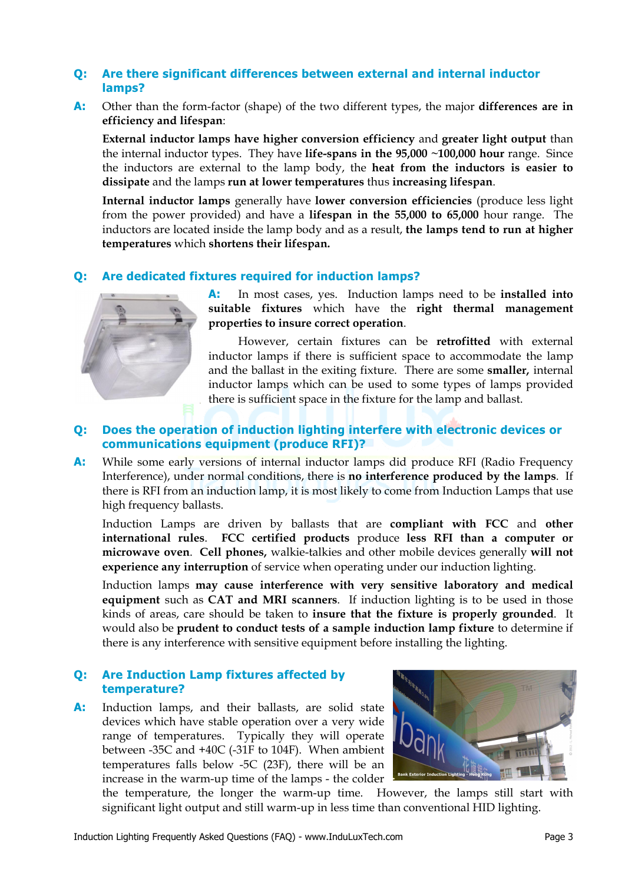**Q: Are there significant differences between external and internal inductor lamps?**

**A:** Other than the form-factor (shape) of the two different types, the major **differences are in efficiency and lifespan**:

**External inductor lamps have higher conversion efficiency** and **greater light output** than the internal inductor types. They have **life-spans in the 95,000 ~100,000 hour** range. Since the inductors are external to the lamp body, the **heat from the inductors is easier to dissipate** and the lamps **run at lower temperatures** thus **increasing lifespan**.

**Internal inductor lamps** generally have **lower conversion efficiencies** (produce less light from the power provided) and have a **lifespan in the 55,000 to 65,000** hour range. The inductors are located inside the lamp body and as a result, **the lamps tend to run at higher temperatures** which **shortens their lifespan.**

**Q: Are dedicated fixtures required for induction lamps?**

**A:** In most cases, yes. Induction lamps need to be **installed into suitable fixtures** which have the **right thermal management properties to insure correct operation**.

However, certain fixtures can be **retrofitted** with external inductor lamps if there is sufficient space to accommodate the lamp and the ballast in the exiting fixture. There are some **smaller,** internal inductor lamps which can be used to some types of lamps provided there is sufficient space in the fixture for the lamp and ballast.

**Q: Does the operation of induction lighting interfere with electronic devices or communications equipment (produce RFI)?**

**A:** While some early versions of internal inductor lamps did produce RFI (Radio Frequency Interference), under normal conditions, there is **no interference produced by the lamps**. If there is RFI from an induction lamp, it is most likely to come from Induction Lamps that use high frequency ballasts.

Induction Lamps are driven by ballasts that are **compliant with FCC** and **other international rules**. **FCC certified products** produce **less RFI than a computer or microwave oven**. **Cell phones,** walkie-talkies and other mobile devices generally **will not experience any interruption** of service when operating under our induction lighting.

Induction lamps **may cause interference with very sensitive laboratory and medical equipment** such as **CAT and MRI scanners**. If induction lighting is to be used in those kinds of areas, care should be taken to **insure that the fixture is properly grounded**. It would also be **prudent to conduct tests of a sample induction lamp fixture** to determine if there is any interference with sensitive equipment before installing the lighting.

**Q: Are Induction Lamp fixtures affected by temperature?**

**A:** Induction lamps, and their ballasts, are solid state devices which have stable operation over a very wide range of temperatures. Typically they will operate between -35C and +40C (-31F to 104F). When ambient temperatures falls below -5C (23F), there will be an increase in the warm-up time of the lamps - the colder the temperature, the longer the warm-up time. However, the lamps still start with significant light output and still warm-up in less time than conventional HID lighting.

Bank Exterior Induction Lighting - Hong Kong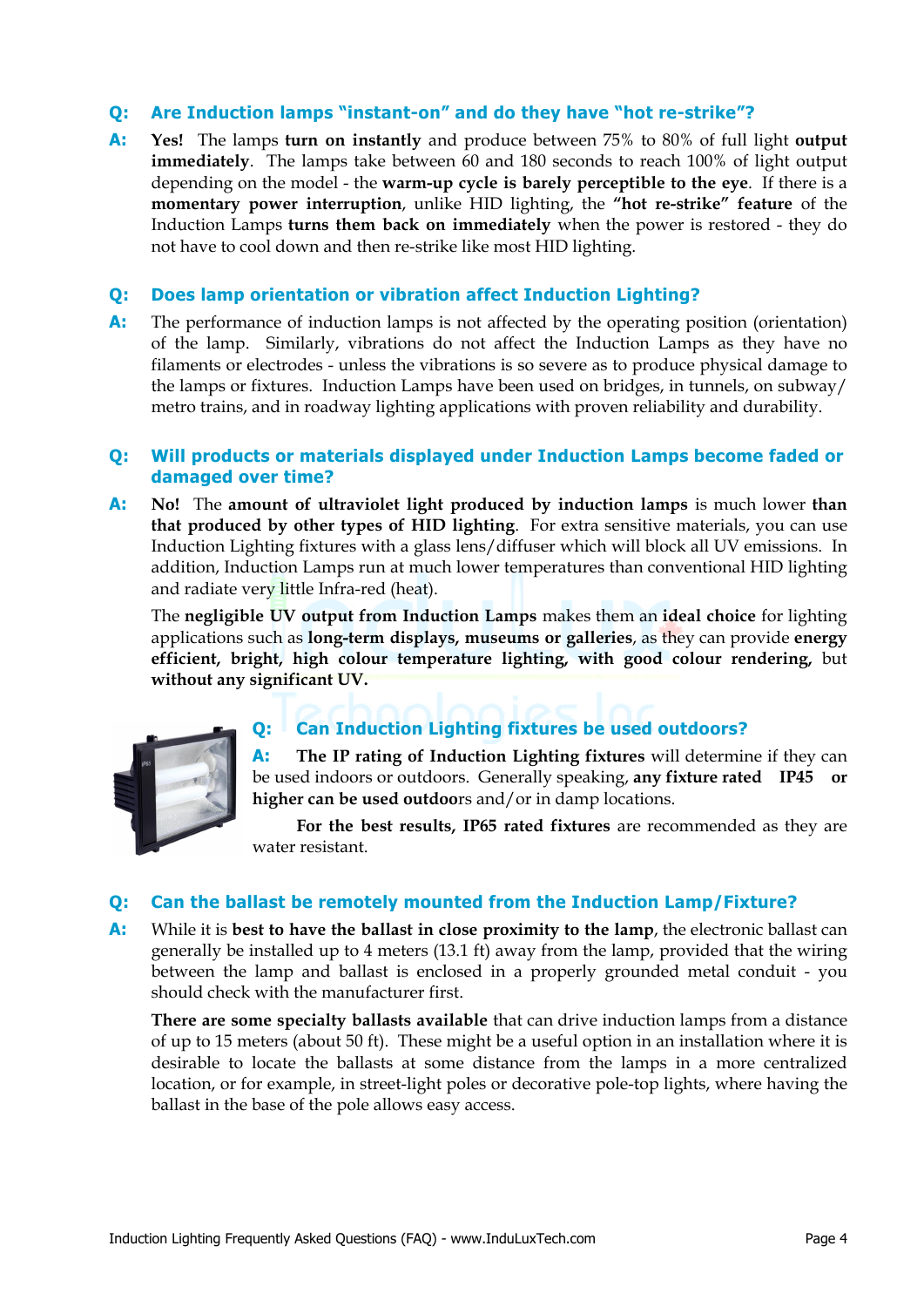**Q: Are Induction lamps "instant-on" and do they have "hot re-strike"?**

**A:** **Yes!** The lamps **turn on instantly** and produce between 75% to 80% of full light **output immediately**. The lamps take between 60 and 180 seconds to reach 100% of light output depending on the model - the **warm-up cycle is barely perceptible to the eye**. If there is a **momentary power interruption**, unlike HID lighting, the **"hot re-strike" feature** of the Induction Lamps **turns them back on immediately** when the power is restored - they do not have to cool down and then re-strike like most HID lighting.

**Q: Does lamp orientation or vibration affect Induction Lighting?**

**A:** The performance of induction lamps is not affected by the operating position (orientation) of the lamp. Similarly, vibrations do not affect the Induction Lamps as they have no filaments or electrodes - unless the vibrations is so severe as to produce physical damage to the lamps or fixtures. Induction Lamps have been used on bridges, in tunnels, on subway/metro trains, and in roadway lighting applications with proven reliability and durability.

**Q: Will products or materials displayed under Induction Lamps become faded or damaged over time?**

**A:** **No!** The **amount of ultraviolet light produced by induction lamps** is much lower **than that produced by other types of HID lighting**. For extra sensitive materials, you can use Induction Lighting fixtures with a glass lens/diffuser which will block all UV emissions. In addition, Induction Lamps run at much lower temperatures than conventional HID lighting and radiate very little Infra-red (heat).

The **negligible UV output from Induction Lamps** makes them an **ideal choice** for lighting applications such as **long-term displays, museums or galleries**, as they can provide **energy efficient, bright, high colour temperature lighting, with good colour rendering,** but **without any significant UV.**

**Q: Can Induction Lighting fixtures be used outdoors?**

**A:** **The IP rating of Induction Lighting fixtures** will determine if they can be used indoors or outdoors. Generally speaking, **any fixture rated IP45 or higher can be used outdoo**rs and/or in damp locations.

**For the best results, IP65 rated fixtures** are recommended as they are water resistant.

**Q: Can the ballast be remotely mounted from the Induction Lamp/Fixture?**

**A:** While it is **best to have the ballast in close proximity to the lamp**, the electronic ballast can generally be installed up to 4 meters (13.1 ft) away from the lamp, provided that the wiring between the lamp and ballast is enclosed in a properly grounded metal conduit - you should check with the manufacturer first.

**There are some specialty ballasts available** that can drive induction lamps from a distance of up to 15 meters (about 50 ft). These might be a useful option in an installation where it is desirable to locate the ballasts at some distance from the lamps in a more centralized location, or for example, in street-light poles or decorative pole-top lights, where having the ballast in the base of the pole allows easy access.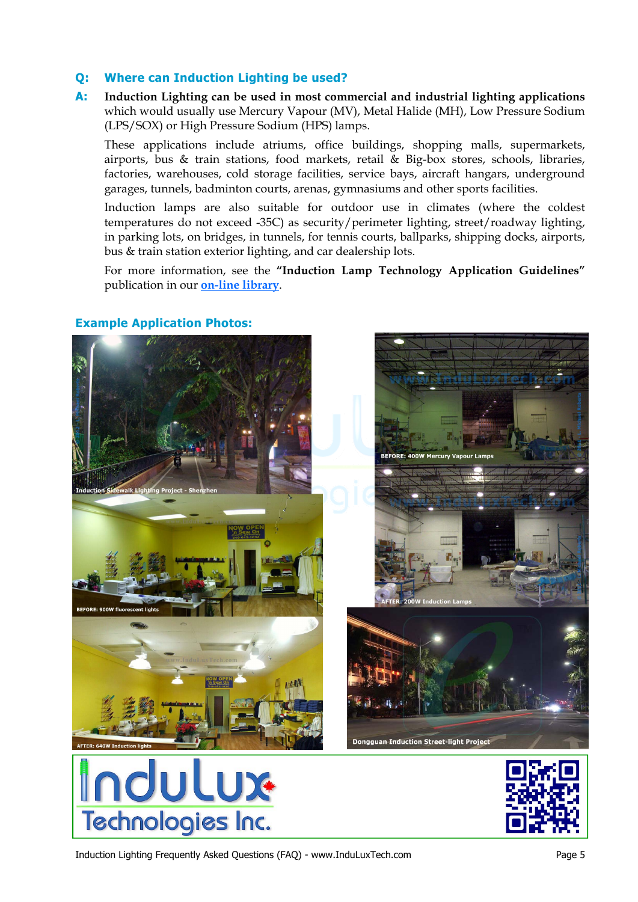**Q: Where can Induction Lighting be used?**

**A:** **Induction Lighting can be used in most commercial and industrial lighting applications** which would usually use Mercury Vapour (MV), Metal Halide (MH), Low Pressure Sodium (LPS/SOX) or High Pressure Sodium (HPS) lamps.

These applications include atriums, office buildings, shopping malls, supermarkets, airports, bus & train stations, food markets, retail & Big-box stores, schools, libraries, factories, warehouses, cold storage facilities, service bays, aircraft hangars, underground garages, tunnels, badminton courts, arenas, gymnasiums and other sports facilities.

Induction lamps are also suitable for outdoor use in climates (where the coldest temperatures do not exceed -35C) as security/perimeter lighting, street/roadway lighting, in parking lots, on bridges, in tunnels, for tennis courts, ballparks, shipping docks, airports, bus & train station exterior lighting, and car dealership lots.

For more information, see the **"Induction Lamp Technology Application Guidelines"** publication in our [on-line library](on-line library).

## Example Application Photos:

Induction Sidewalk Lighting Project - Shenzhen

BEFORE: 400W Mercury Vapour Lamps

AFTER: 200W Induction Lamps

BEFORE: 900W fluorescent lights

AFTER: 640W Induction lights

Dongguan Induction Street-light Project

InduLux Technologies Inc.